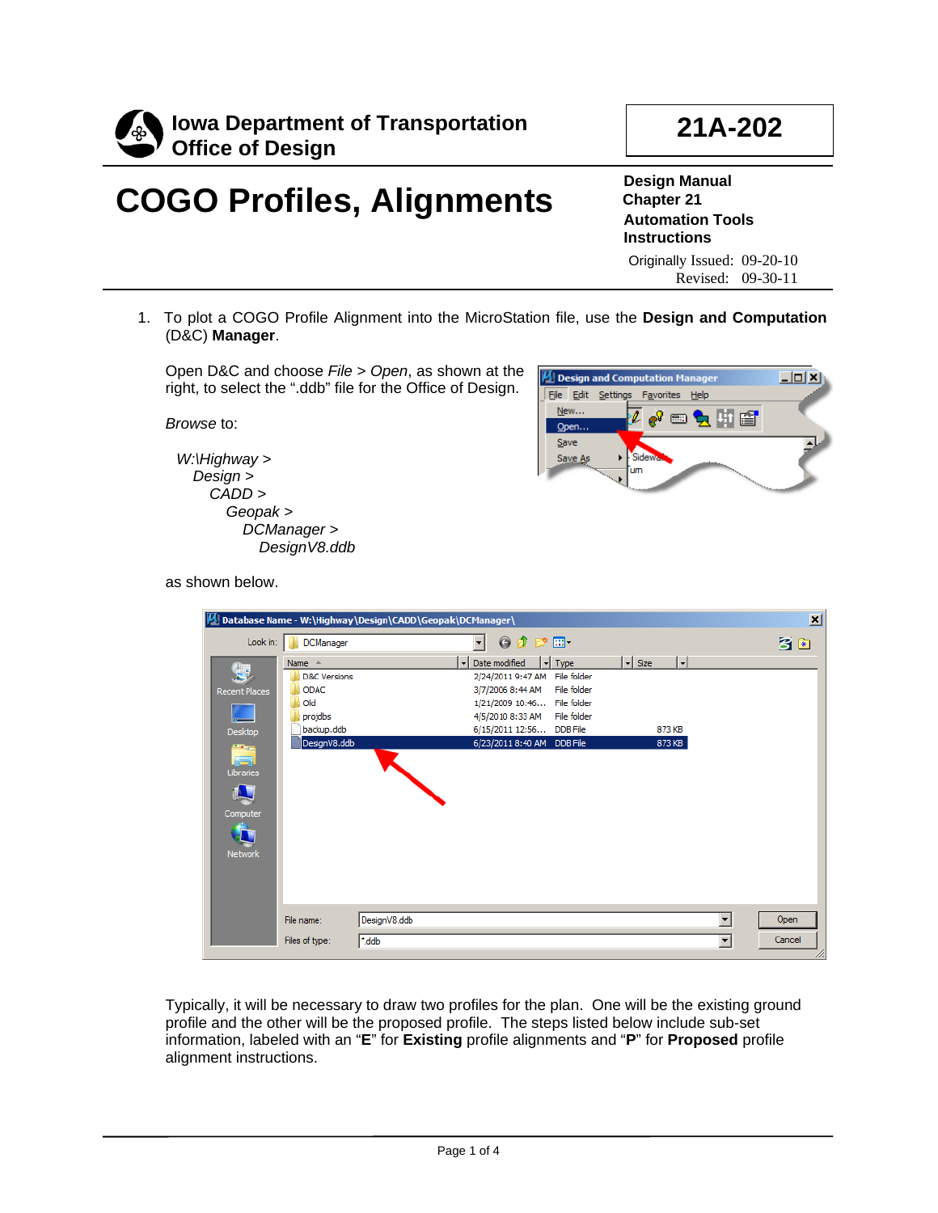Iowa Department of Transportation
Office of Design

**21A-202**

# COGO Profiles, Alignments

**Design Manual**
**Chapter 21**
**Automation Tools**
**Instructions**

Originally Issued: 09-20-10
Revised: 09-30-11

1. To plot a COGO Profile Alignment into the MicroStation file, use the **Design and Computation** (D&C) **Manager**.

   Open D&C and choose *File > Open*, as shown at the right, to select the ".ddb" file for the Office of Design.

   *Browse* to:

   *W:\Highway >*
   *Design >*
   *CADD >*
   *Geopak >*
   *DCManager >*
   *DesignV8.ddb*

   as shown below.

   Typically, it will be necessary to draw two profiles for the plan. One will be the existing ground profile and the other will be the proposed profile. The steps listed below include sub-set information, labeled with an "**E**" for **Existing** profile alignments and "**P**" for **Proposed** profile alignment instructions.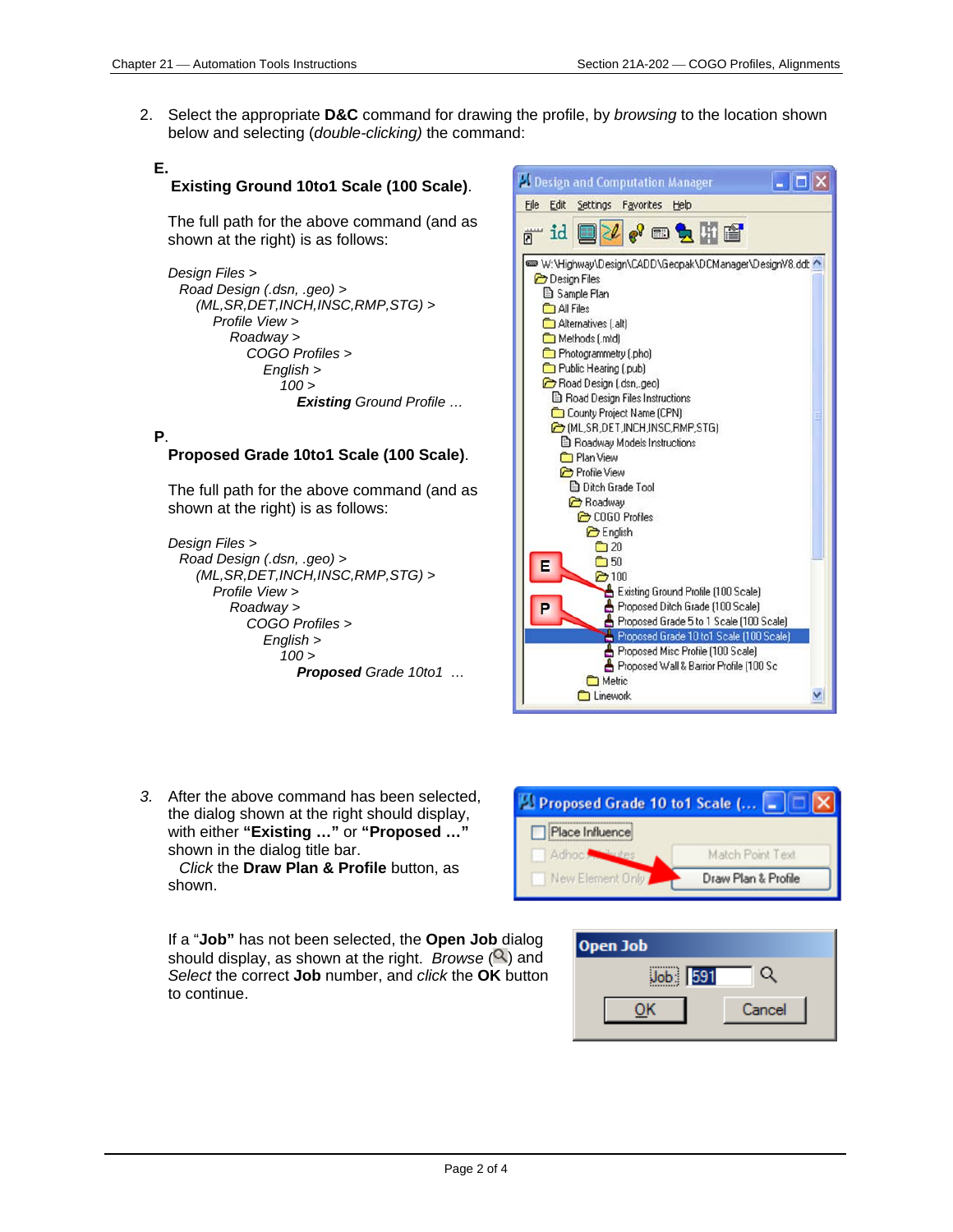2. Select the appropriate **D&C** command for drawing the profile, by *browsing* to the location shown below and selecting (*double-clicking)* the command:

**E.**

**Existing Ground 10to1 Scale (100 Scale)**.

The full path for the above command (and as shown at the right) is as follows:

*Design Files >*
*Road Design (.dsn, .geo) >*
*(ML,SR,DET,INCH,INSC,RMP,STG) >*
*Profile View >*
*Roadway >*
*COGO Profiles >*
*English >*
*100 >*
***Existing** Ground Profile …*

**P**.

**Proposed Grade 10to1 Scale (100 Scale)**.

The full path for the above command (and as shown at the right) is as follows:

*Design Files >*
*Road Design (.dsn, .geo) >*
*(ML,SR,DET,INCH,INSC,RMP,STG) >*
*Profile View >*
*Roadway >*
*COGO Profiles >*
*English >*
*100 >*
***Proposed** Grade 10to1 …*

3. After the above command has been selected, the dialog shown at the right should display, with either **"Existing …"** or **"Proposed …"** shown in the dialog title bar.
*Click* the **Draw Plan & Profile** button, as shown.

If a "**Job"** has not been selected, the **Open Job** dialog should display, as shown at the right. *Browse* (🔍) and *Select* the correct **Job** number, and *click* the **OK** button to continue.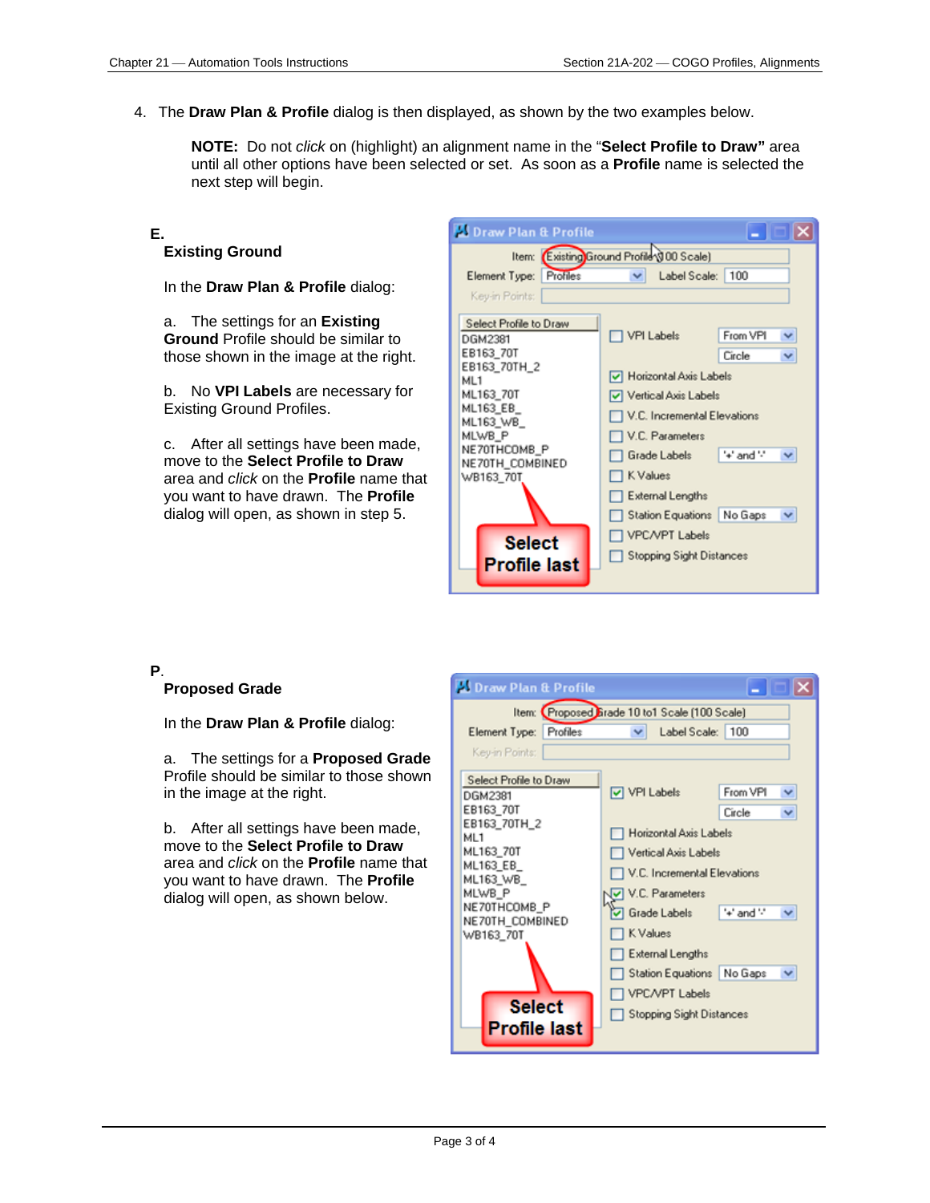4. The **Draw Plan & Profile** dialog is then displayed, as shown by the two examples below.

   **NOTE:** Do not *click* on (highlight) an alignment name in the "**Select Profile to Draw"** area until all other options have been selected or set. As soon as a **Profile** name is selected the next step will begin.

**E.**

**Existing Ground**

In the **Draw Plan & Profile** dialog:

a. The settings for an **Existing Ground** Profile should be similar to those shown in the image at the right.

b. No **VPI Labels** are necessary for Existing Ground Profiles.

c. After all settings have been made, move to the **Select Profile to Draw** area and *click* on the **Profile** name that you want to have drawn. The **Profile** dialog will open, as shown in step 5.

**P.**

**Proposed Grade**

In the **Draw Plan & Profile** dialog:

a. The settings for a **Proposed Grade** Profile should be similar to those shown in the image at the right.

b. After all settings have been made, move to the **Select Profile to Draw** area and *click* on the **Profile** name that you want to have drawn. The **Profile** dialog will open, as shown below.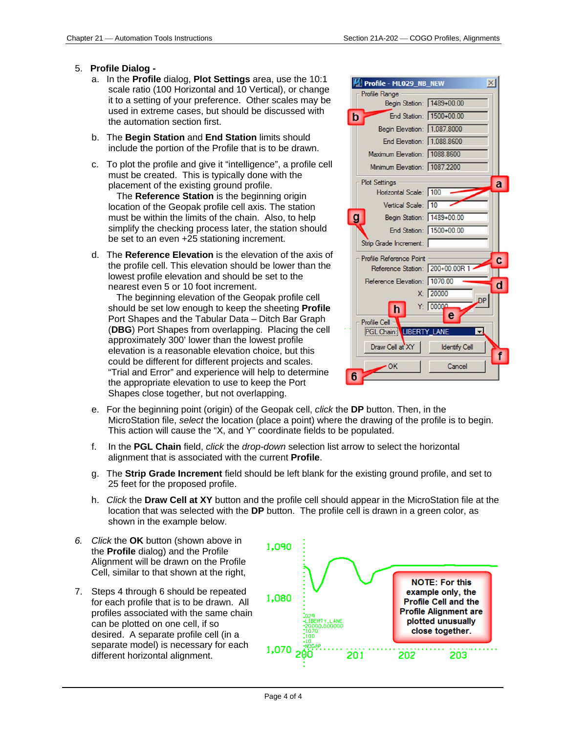5. **Profile Dialog -**

   a. In the **Profile** dialog, **Plot Settings** area, use the 10:1 scale ratio (100 Horizontal and 10 Vertical), or change it to a setting of your preference. Other scales may be used in extreme cases, but should be discussed with the automation section first.

   b. The **Begin Station** and **End Station** limits should include the portion of the Profile that is to be drawn.

   c. To plot the profile and give it "intelligence", a profile cell must be created. This is typically done with the placement of the existing ground profile.
      The **Reference Station** is the beginning origin location of the Geopak profile cell axis. The station must be within the limits of the chain. Also, to help simplify the checking process later, the station should be set to an even +25 stationing increment.

   d. The **Reference Elevation** is the elevation of the axis of the profile cell. This elevation should be lower than the lowest profile elevation and should be set to the nearest even 5 or 10 foot increment.
      The beginning elevation of the Geopak profile cell should be set low enough to keep the sheeting **Profile** Port Shapes and the Tabular Data – Ditch Bar Graph (**DBG**) Port Shapes from overlapping. Placing the cell approximately 300' lower than the lowest profile elevation is a reasonable elevation choice, but this could be different for different projects and scales. "Trial and Error" and experience will help to determine the appropriate elevation to use to keep the Port Shapes close together, but not overlapping.

   e. For the beginning point (origin) of the Geopak cell, *click* the **DP** button. Then, in the MicroStation file, *select* the location (place a point) where the drawing of the profile is to begin. This action will cause the "X, and Y" coordinate fields to be populated.

   f. In the **PGL Chain** field, *click* the *drop-down* selection list arrow to select the horizontal alignment that is associated with the current **Profile**.

   g. The **Strip Grade Increment** field should be left blank for the existing ground profile, and set to 25 feet for the proposed profile.

   h. *Click* the **Draw Cell at XY** button and the profile cell should appear in the MicroStation file at the location that was selected with the **DP** button. The profile cell is drawn in a green color, as shown in the example below.

6. *Click* the **OK** button (shown above in the **Profile** dialog) and the Profile Alignment will be drawn on the Profile Cell, similar to that shown at the right,

7. Steps 4 through 6 should be repeated for each profile that is to be drawn. All profiles associated with the same chain can be plotted on one cell, if so desired. A separate profile cell (in a separate model) is necessary for each different horizontal alignment.

NOTE: For this example only, the Profile Cell and the Profile Alignment are plotted unusually close together.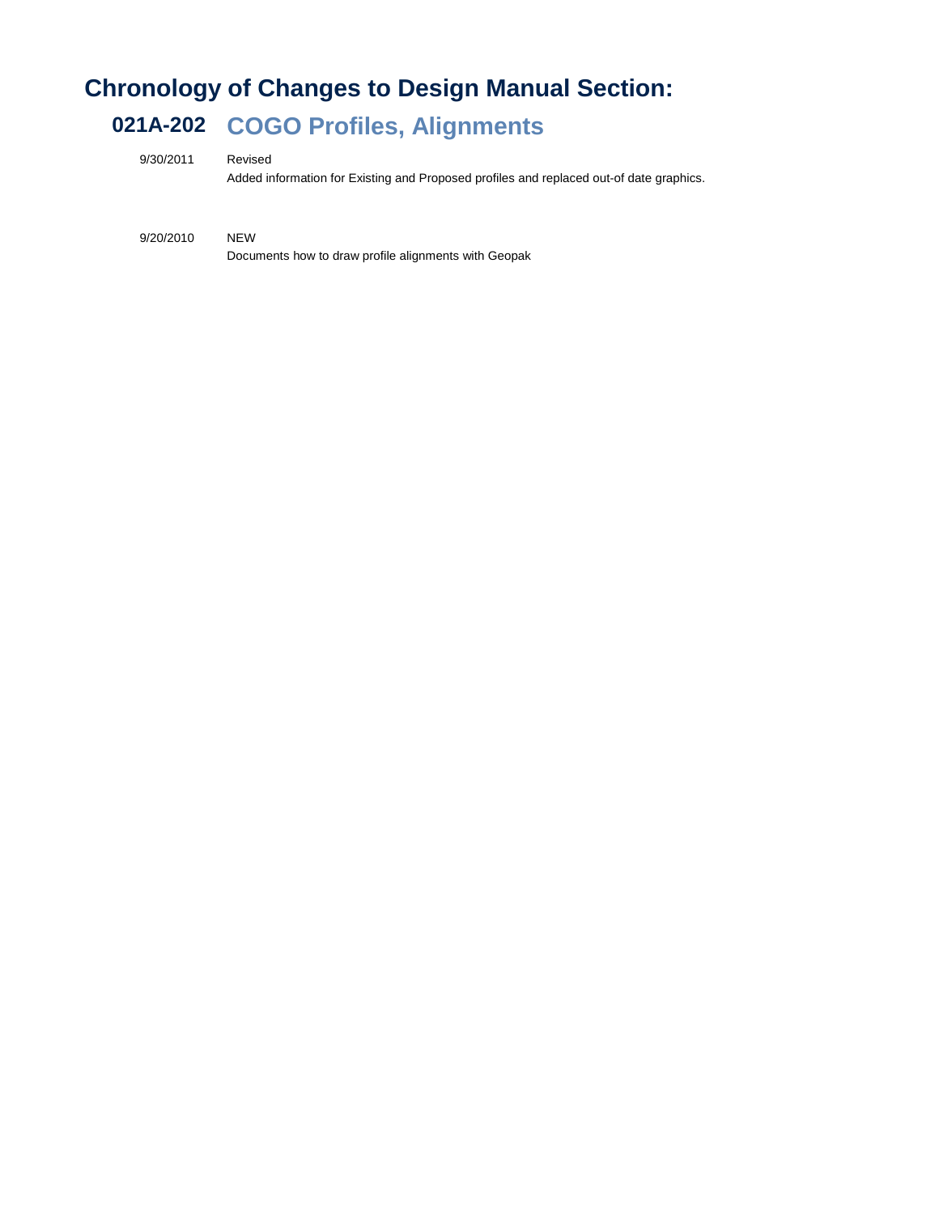# Chronology of Changes to Design Manual Section:

## 021A-202 COGO Profiles, Alignments

9/30/2011 Revised

Added information for Existing and Proposed profiles and replaced out-of date graphics.

9/20/2010 NEW

Documents how to draw profile alignments with Geopak